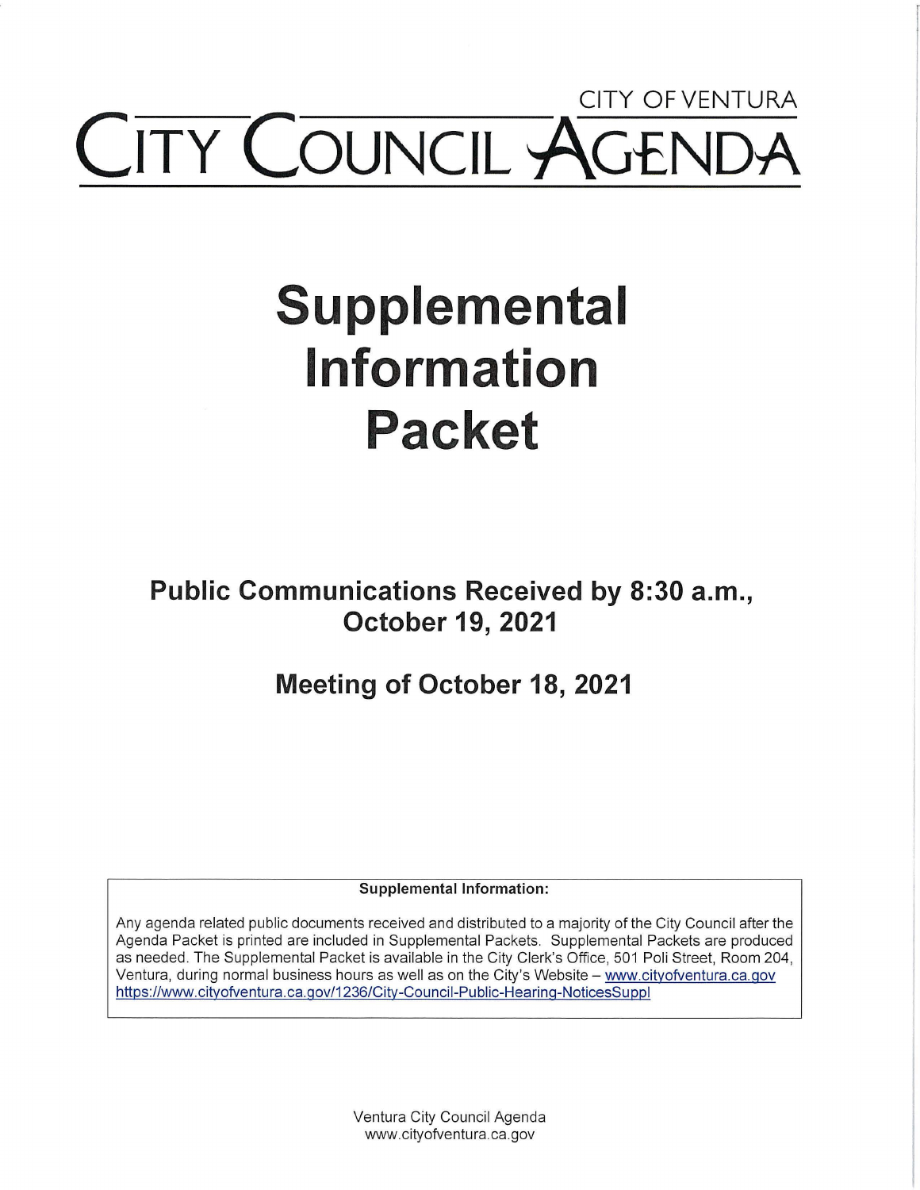CITY OF VENTURA

# CITY COUNCIL AGENDA

# Supplemental Information Packet

## Public Communications Received by 8:30 a.m., October 19, 2021

## Meeting of October 18, 2021

**Supplemental Information:**

Any agenda related public documents received and distributed to a majority of the City Council after the Agenda Packet is printed are included in Supplemental Packets. Supplemental Packets are produced as needed. The Supplemental Packet is available in the City Clerk's Office, 501 Poli Street, Room 204, Ventura, during normal business hours as well as on the City's Website – www.cityofventura.ca.gov https://www.cityofventura.ca.gov/1236/City-Council-Public-Hearing-NoticesSuppl

Ventura City Council Agenda
www.cityofventura.ca.gov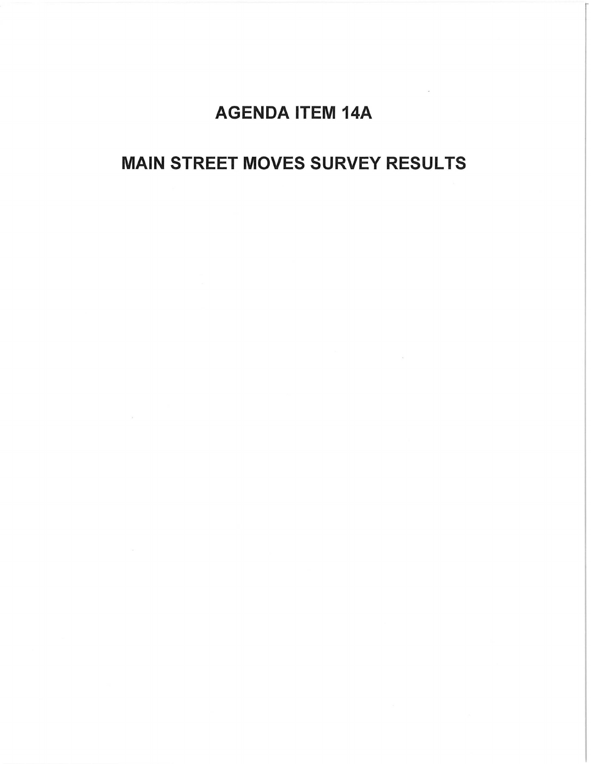# AGENDA ITEM 14A

# MAIN STREET MOVES SURVEY RESULTS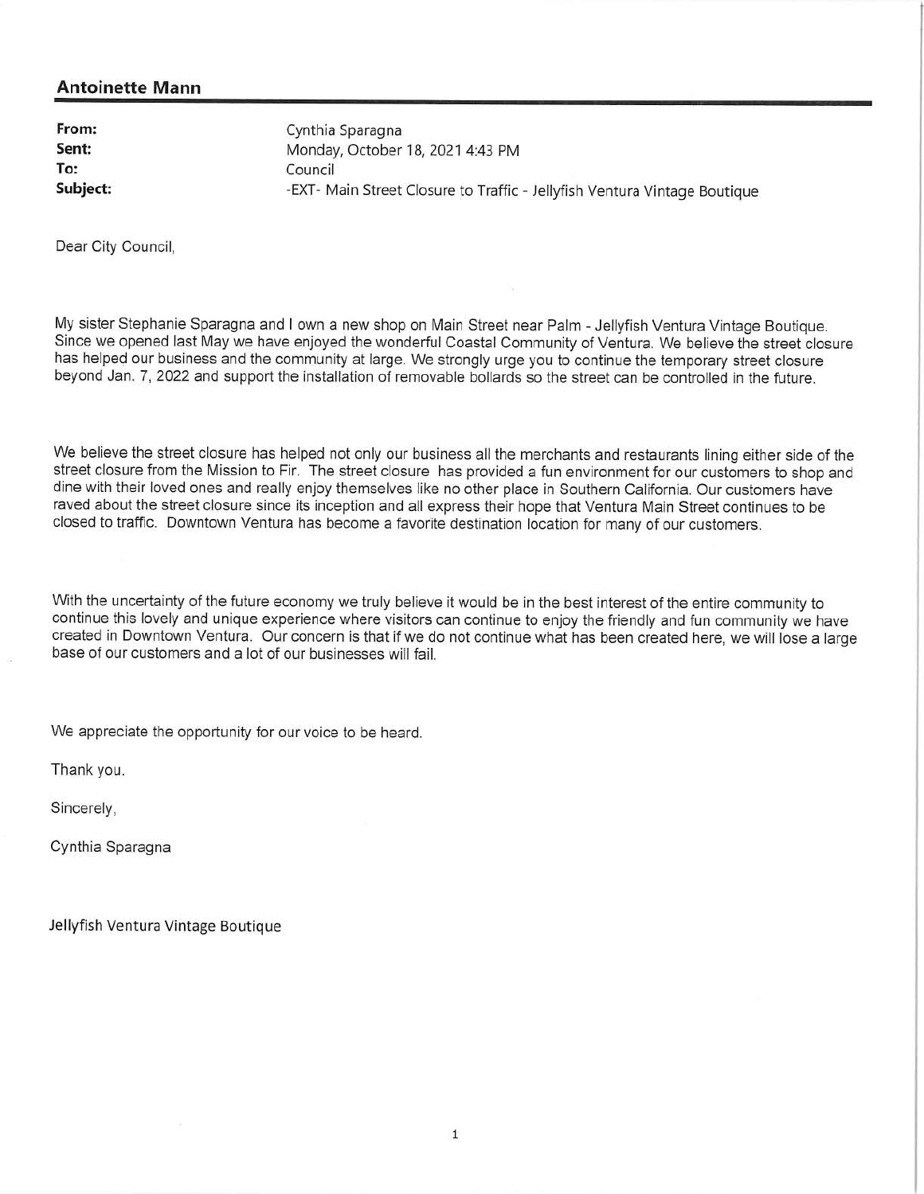## Antoinette Mann

| | |
|---|---|
| **From:** | Cynthia Sparagna |
| **Sent:** | Monday, October 18, 2021 4:43 PM |
| **To:** | Council |
| **Subject:** | -EXT- Main Street Closure to Traffic - Jellyfish Ventura Vintage Boutique |

Dear City Council,

My sister Stephanie Sparagna and I own a new shop on Main Street near Palm - Jellyfish Ventura Vintage Boutique. Since we opened last May we have enjoyed the wonderful Coastal Community of Ventura. We believe the street closure has helped our business and the community at large. We strongly urge you to continue the temporary street closure beyond Jan. 7, 2022 and support the installation of removable bollards so the street can be controlled in the future.

We believe the street closure has helped not only our business all the merchants and restaurants lining either side of the street closure from the Mission to Fir. The street closure has provided a fun environment for our customers to shop and dine with their loved ones and really enjoy themselves like no other place in Southern California. Our customers have raved about the street closure since its inception and all express their hope that Ventura Main Street continues to be closed to traffic. Downtown Ventura has become a favorite destination location for many of our customers.

With the uncertainty of the future economy we truly believe it would be in the best interest of the entire community to continue this lovely and unique experience where visitors can continue to enjoy the friendly and fun community we have created in Downtown Ventura. Our concern is that if we do not continue what has been created here, we will lose a large base of our customers and a lot of our businesses will fail.

We appreciate the opportunity for our voice to be heard.

Thank you.

Sincerely,

Cynthia Sparagna

Jellyfish Ventura Vintage Boutique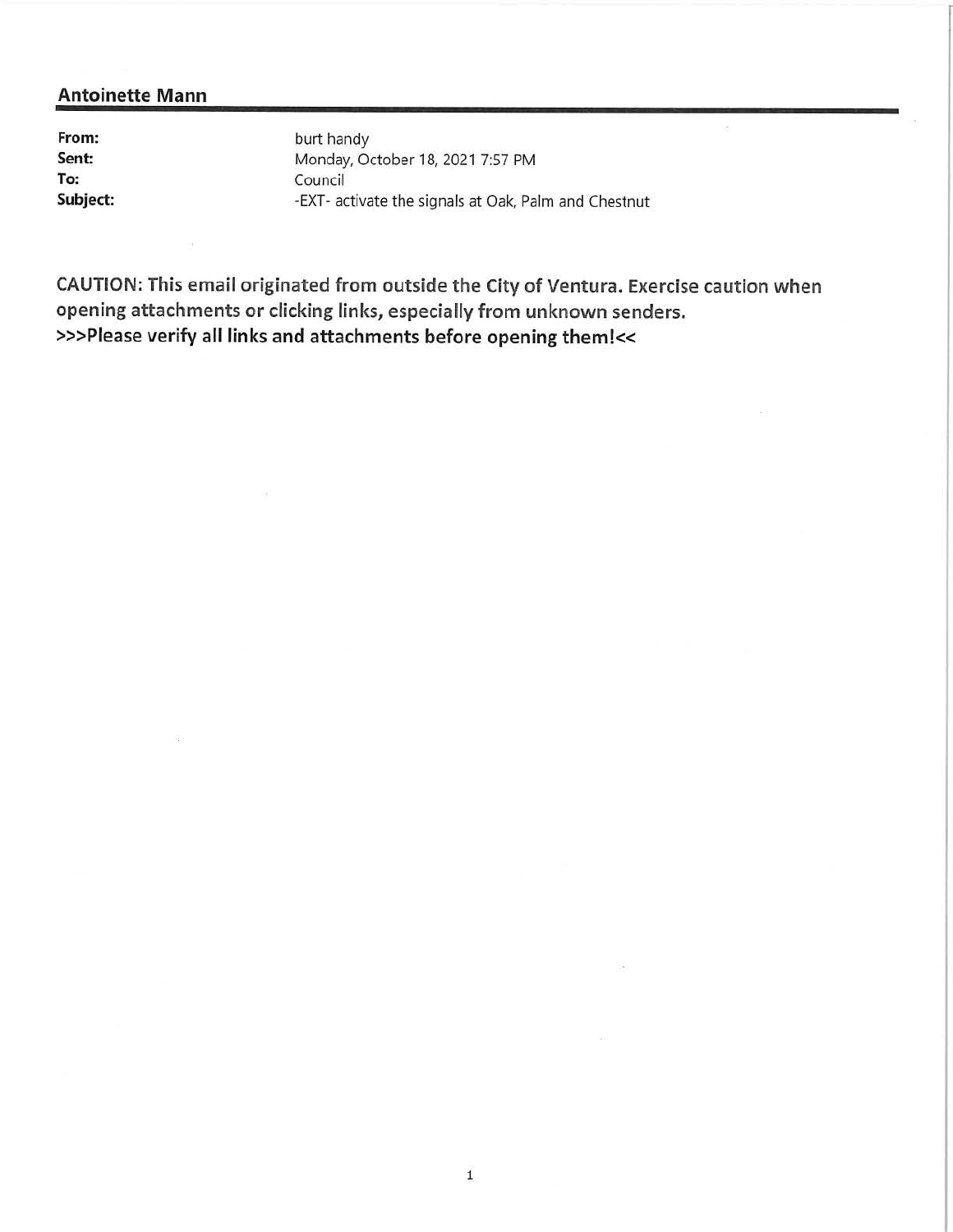**Antoinette Mann**

| | |
|---|---|
| **From:** | burt handy |
| **Sent:** | Monday, October 18, 2021 7:57 PM |
| **To:** | Council |
| **Subject:** | -EXT- activate the signals at Oak, Palm and Chestnut |

**CAUTION: This email originated from outside the City of Ventura. Exercise caution when opening attachments or clicking links, especially from unknown senders.**
**>>>Please verify all links and attachments before opening them!<<**